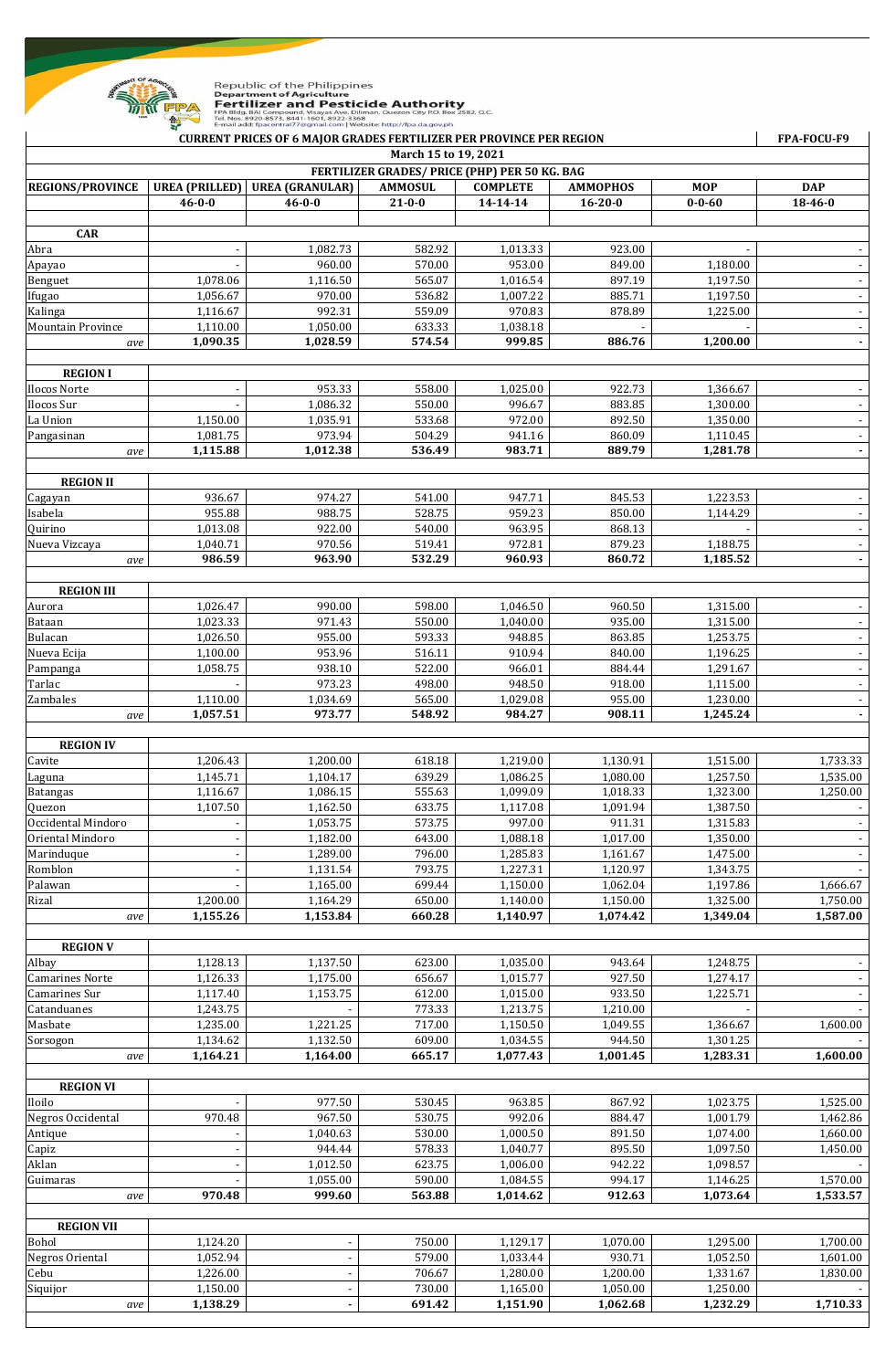Republic of the Philippines
Department of Agriculture
**Fertilizer and Pesticide Authority**
FPA Bldg. BAI Compound, Visayas Ave., Diliman, Quezon City P.O. Box 2582, Q.C.
Tel. Nos. 8920-8573, 8441-1601, 8922-3368
E-mail add: fpacentral77@gmail.com | Website: http://fpa.da.gov.ph

**CURRENT PRICES OF 6 MAJOR GRADES FERTILIZER PER PROVINCE PER REGION** — **FPA-FOCU-F9**

**March 15 to 19, 2021**

**FERTILIZER GRADES/ PRICE (PHP) PER 50 KG. BAG**

| REGIONS/PROVINCE | UREA (PRILLED) | UREA (GRANULAR) | AMMOSUL | COMPLETE | AMMOPHOS | MOP | DAP |
|---|---|---|---|---|---|---|---|
| | 46-0-0 | 46-0-0 | 21-0-0 | 14-14-14 | 16-20-0 | 0-0-60 | 18-46-0 |
| **CAR** | | | | | | | |
| Abra | - | 1,082.73 | 582.92 | 1,013.33 | 923.00 | - | - |
| Apayao | - | 960.00 | 570.00 | 953.00 | 849.00 | 1,180.00 | - |
| Benguet | 1,078.06 | 1,116.50 | 565.07 | 1,016.54 | 897.19 | 1,197.50 | - |
| Ifugao | 1,056.67 | 970.00 | 536.82 | 1,007.22 | 885.71 | 1,197.50 | - |
| Kalinga | 1,116.67 | 992.31 | 559.09 | 970.83 | 878.89 | 1,225.00 | - |
| Mountain Province | 1,110.00 | 1,050.00 | 633.33 | 1,038.18 | - | - | - |
| *ave* | **1,090.35** | **1,028.59** | **574.54** | **999.85** | **886.76** | **1,200.00** | **-** |
| **REGION I** | | | | | | | |
| Ilocos Norte | - | 953.33 | 558.00 | 1,025.00 | 922.73 | 1,366.67 | - |
| Ilocos Sur | - | 1,086.32 | 550.00 | 996.67 | 883.85 | 1,300.00 | - |
| La Union | 1,150.00 | 1,035.91 | 533.68 | 972.00 | 892.50 | 1,350.00 | - |
| Pangasinan | 1,081.75 | 973.94 | 504.29 | 941.16 | 860.09 | 1,110.45 | - |
| *ave* | **1,115.88** | **1,012.38** | **536.49** | **983.71** | **889.79** | **1,281.78** | **-** |
| **REGION II** | | | | | | | |
| Cagayan | 936.67 | 974.27 | 541.00 | 947.71 | 845.53 | 1,223.53 | - |
| Isabela | 955.88 | 988.75 | 528.75 | 959.23 | 850.00 | 1,144.29 | - |
| Quirino | 1,013.08 | 922.00 | 540.00 | 963.95 | 868.13 | - | - |
| Nueva Vizcaya | 1,040.71 | 970.56 | 519.41 | 972.81 | 879.23 | 1,188.75 | - |
| *ave* | **986.59** | **963.90** | **532.29** | **960.93** | **860.72** | **1,185.52** | **-** |
| **REGION III** | | | | | | | |
| Aurora | 1,026.47 | 990.00 | 598.00 | 1,046.50 | 960.50 | 1,315.00 | - |
| Bataan | 1,023.33 | 971.43 | 550.00 | 1,040.00 | 935.00 | 1,315.00 | - |
| Bulacan | 1,026.50 | 955.00 | 593.33 | 948.85 | 863.85 | 1,253.75 | - |
| Nueva Ecija | 1,100.00 | 953.96 | 516.11 | 910.94 | 840.00 | 1,196.25 | - |
| Pampanga | 1,058.75 | 938.10 | 522.00 | 966.01 | 884.44 | 1,291.67 | - |
| Tarlac | - | 973.23 | 498.00 | 948.50 | 918.00 | 1,115.00 | - |
| Zambales | 1,110.00 | 1,034.69 | 565.00 | 1,029.08 | 955.00 | 1,230.00 | - |
| *ave* | **1,057.51** | **973.77** | **548.92** | **984.27** | **908.11** | **1,245.24** | **-** |
| **REGION IV** | | | | | | | |
| Cavite | 1,206.43 | 1,200.00 | 618.18 | 1,219.00 | 1,130.91 | 1,515.00 | 1,733.33 |
| Laguna | 1,145.71 | 1,104.17 | 639.29 | 1,086.25 | 1,080.00 | 1,257.50 | 1,535.00 |
| Batangas | 1,116.67 | 1,086.15 | 555.63 | 1,099.09 | 1,018.33 | 1,323.00 | 1,250.00 |
| Quezon | 1,107.50 | 1,162.50 | 633.75 | 1,117.08 | 1,091.94 | 1,387.50 | - |
| Occidental Mindoro | - | 1,053.75 | 573.75 | 997.00 | 911.31 | 1,315.83 | - |
| Oriental Mindoro | - | 1,182.00 | 643.00 | 1,088.18 | 1,017.00 | 1,350.00 | - |
| Marinduque | - | 1,289.00 | 796.00 | 1,285.83 | 1,161.67 | 1,475.00 | - |
| Romblon | - | 1,131.54 | 793.75 | 1,227.31 | 1,120.97 | 1,343.75 | - |
| Palawan | - | 1,165.00 | 699.44 | 1,150.00 | 1,062.04 | 1,197.86 | 1,666.67 |
| Rizal | 1,200.00 | 1,164.29 | 650.00 | 1,140.00 | 1,150.00 | 1,325.00 | 1,750.00 |
| *ave* | **1,155.26** | **1,153.84** | **660.28** | **1,140.97** | **1,074.42** | **1,349.04** | **1,587.00** |
| **REGION V** | | | | | | | |
| Albay | 1,128.13 | 1,137.50 | 623.00 | 1,035.00 | 943.64 | 1,248.75 | - |
| Camarines Norte | 1,126.33 | 1,175.00 | 656.67 | 1,015.77 | 927.50 | 1,274.17 | - |
| Camarines Sur | 1,117.40 | 1,153.75 | 612.00 | 1,015.00 | 933.50 | 1,225.71 | - |
| Catanduanes | 1,243.75 | - | 773.33 | 1,213.75 | 1,210.00 | - | - |
| Masbate | 1,235.00 | 1,221.25 | 717.00 | 1,150.50 | 1,049.55 | 1,366.67 | 1,600.00 |
| Sorsogon | 1,134.62 | 1,132.50 | 609.00 | 1,034.55 | 944.50 | 1,301.25 | - |
| *ave* | **1,164.21** | **1,164.00** | **665.17** | **1,077.43** | **1,001.45** | **1,283.31** | **1,600.00** |
| **REGION VI** | | | | | | | |
| Iloilo | - | 977.50 | 530.45 | 963.85 | 867.92 | 1,023.75 | 1,525.00 |
| Negros Occidental | 970.48 | 967.50 | 530.75 | 992.06 | 884.47 | 1,001.79 | 1,462.86 |
| Antique | - | 1,040.63 | 530.00 | 1,000.50 | 891.50 | 1,074.00 | 1,660.00 |
| Capiz | - | 944.44 | 578.33 | 1,040.77 | 895.50 | 1,097.50 | 1,450.00 |
| Aklan | - | 1,012.50 | 623.75 | 1,006.00 | 942.22 | 1,098.57 | - |
| Guimaras | - | 1,055.00 | 590.00 | 1,084.55 | 994.17 | 1,146.25 | 1,570.00 |
| *ave* | **970.48** | **999.60** | **563.88** | **1,014.62** | **912.63** | **1,073.64** | **1,533.57** |
| **REGION VII** | | | | | | | |
| Bohol | 1,124.20 | - | 750.00 | 1,129.17 | 1,070.00 | 1,295.00 | 1,700.00 |
| Negros Oriental | 1,052.94 | - | 579.00 | 1,033.44 | 930.71 | 1,052.50 | 1,601.00 |
| Cebu | 1,226.00 | - | 706.67 | 1,280.00 | 1,200.00 | 1,331.67 | 1,830.00 |
| Siquijor | 1,150.00 | - | 730.00 | 1,165.00 | 1,050.00 | 1,250.00 | - |
| *ave* | **1,138.29** | **-** | **691.42** | **1,151.90** | **1,062.68** | **1,232.29** | **1,710.33** |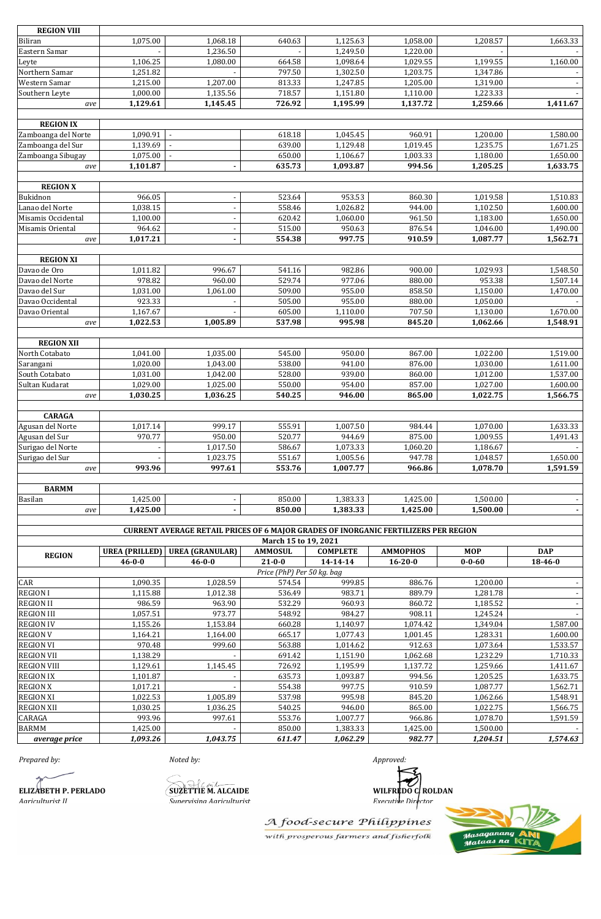| | | | | | | | |
|---|---|---|---|---|---|---|---|
| **REGION VIII** | | | | | | | |
| Biliran | 1,075.00 | 1,068.18 | 640.63 | 1,125.63 | 1,058.00 | 1,208.57 | 1,663.33 |
| Eastern Samar | - | 1,236.50 | - | 1,249.50 | 1,220.00 | - | - |
| Leyte | 1,106.25 | 1,080.00 | 664.58 | 1,098.64 | 1,029.55 | 1,199.55 | 1,160.00 |
| Northern Samar | 1,251.82 | - | 797.50 | 1,302.50 | 1,203.75 | 1,347.86 | - |
| Western Samar | 1,215.00 | 1,207.00 | 813.33 | 1,247.85 | 1,205.00 | 1,319.00 | - |
| Southern Leyte | 1,000.00 | 1,135.56 | 718.57 | 1,151.80 | 1,110.00 | 1,223.33 | - |
| *ave* | **1,129.61** | **1,145.45** | **726.92** | **1,195.99** | **1,137.72** | **1,259.66** | **1,411.67** |
| **REGION IX** | | | | | | | |
| Zamboanga del Norte | 1,090.91 | - | 618.18 | 1,045.45 | 960.91 | 1,200.00 | 1,580.00 |
| Zamboanga del Sur | 1,139.69 | - | 639.00 | 1,129.48 | 1,019.45 | 1,235.75 | 1,671.25 |
| Zamboanga Sibugay | 1,075.00 | - | 650.00 | 1,106.67 | 1,003.33 | 1,180.00 | 1,650.00 |
| *ave* | **1,101.87** | **-** | **635.73** | **1,093.87** | **994.56** | **1,205.25** | **1,633.75** |
| **REGION X** | | | | | | | |
| Bukidnon | 966.05 | - | 523.64 | 953.53 | 860.30 | 1,019.58 | 1,510.83 |
| Lanao del Norte | 1,038.15 | - | 558.46 | 1,026.82 | 944.00 | 1,102.50 | 1,600.00 |
| Misamis Occidental | 1,100.00 | - | 620.42 | 1,060.00 | 961.50 | 1,183.00 | 1,650.00 |
| Misamis Oriental | 964.62 | - | 515.00 | 950.63 | 876.54 | 1,046.00 | 1,490.00 |
| *ave* | **1,017.21** | **-** | **554.38** | **997.75** | **910.59** | **1,087.77** | **1,562.71** |
| **REGION XI** | | | | | | | |
| Davao de Oro | 1,011.82 | 996.67 | 541.16 | 982.86 | 900.00 | 1,029.93 | 1,548.50 |
| Davao del Norte | 978.82 | 960.00 | 529.74 | 977.06 | 880.00 | 953.38 | 1,507.14 |
| Davao del Sur | 1,031.00 | 1,061.00 | 509.00 | 955.00 | 858.50 | 1,150.00 | 1,470.00 |
| Davao Occidental | 923.33 | - | 505.00 | 955.00 | 880.00 | 1,050.00 | - |
| Davao Oriental | 1,167.67 | - | 605.00 | 1,110.00 | 707.50 | 1,130.00 | 1,670.00 |
| *ave* | **1,022.53** | **1,005.89** | **537.98** | **995.98** | **845.20** | **1,062.66** | **1,548.91** |
| **REGION XII** | | | | | | | |
| North Cotabato | 1,041.00 | 1,035.00 | 545.00 | 950.00 | 867.00 | 1,022.00 | 1,519.00 |
| Sarangani | 1,020.00 | 1,043.00 | 538.00 | 941.00 | 876.00 | 1,030.00 | 1,611.00 |
| South Cotabato | 1,031.00 | 1,042.00 | 528.00 | 939.00 | 860.00 | 1,012.00 | 1,537.00 |
| Sultan Kudarat | 1,029.00 | 1,025.00 | 550.00 | 954.00 | 857.00 | 1,027.00 | 1,600.00 |
| *ave* | **1,030.25** | **1,036.25** | **540.25** | **946.00** | **865.00** | **1,022.75** | **1,566.75** |
| **CARAGA** | | | | | | | |
| Agusan del Norte | 1,017.14 | 999.17 | 555.91 | 1,007.50 | 984.44 | 1,070.00 | 1,633.33 |
| Agusan del Sur | 970.77 | 950.00 | 520.77 | 944.69 | 875.00 | 1,009.55 | 1,491.43 |
| Surigao del Norte | - | 1,017.50 | 586.67 | 1,073.33 | 1,060.20 | 1,186.67 | - |
| Surigao del Sur | - | 1,023.75 | 551.67 | 1,005.56 | 947.78 | 1,048.57 | 1,650.00 |
| *ave* | **993.96** | **997.61** | **553.76** | **1,007.77** | **966.86** | **1,078.70** | **1,591.59** |
| **BARMM** | | | | | | | |
| Basilan | 1,425.00 | - | 850.00 | 1,383.33 | 1,425.00 | 1,500.00 | - |
| *ave* | **1,425.00** | **-** | **850.00** | **1,383.33** | **1,425.00** | **1,500.00** | **-** |

**CURRENT AVERAGE RETAIL PRICES OF 6 MAJOR GRADES OF INORGANIC FERTILIZERS PER REGION**

**March 15 to 19, 2021**

| REGION | UREA (PRILLED) 46-0-0 | UREA (GRANULAR) 46-0-0 | AMMOSUL 21-0-0 | COMPLETE 14-14-14 | AMMOPHOS 16-20-0 | MOP 0-0-60 | DAP 18-46-0 |
|---|---|---|---|---|---|---|---|
| | *Price (PhP) Per 50 kg. bag* | | | | | | |
| CAR | 1,090.35 | 1,028.59 | 574.54 | 999.85 | 886.76 | 1,200.00 | - |
| REGION I | 1,115.88 | 1,012.38 | 536.49 | 983.71 | 889.79 | 1,281.78 | - |
| REGION II | 986.59 | 963.90 | 532.29 | 960.93 | 860.72 | 1,185.52 | - |
| REGION III | 1,057.51 | 973.77 | 548.92 | 984.27 | 908.11 | 1,245.24 | - |
| REGION IV | 1,155.26 | 1,153.84 | 660.28 | 1,140.97 | 1,074.42 | 1,349.04 | 1,587.00 |
| REGION V | 1,164.21 | 1,164.00 | 665.17 | 1,077.43 | 1,001.45 | 1,283.31 | 1,600.00 |
| REGION VI | 970.48 | 999.60 | 563.88 | 1,014.62 | 912.63 | 1,073.64 | 1,533.57 |
| REGION VII | 1,138.29 | - | 691.42 | 1,151.90 | 1,062.68 | 1,232.29 | 1,710.33 |
| REGION VIII | 1,129.61 | 1,145.45 | 726.92 | 1,195.99 | 1,137.72 | 1,259.66 | 1,411.67 |
| REGION IX | 1,101.87 | - | 635.73 | 1,093.87 | 994.56 | 1,205.25 | 1,633.75 |
| REGION X | 1,017.21 | - | 554.38 | 997.75 | 910.59 | 1,087.77 | 1,562.71 |
| REGION XI | 1,022.53 | 1,005.89 | 537.98 | 995.98 | 845.20 | 1,062.66 | 1,548.91 |
| REGION XII | 1,030.25 | 1,036.25 | 540.25 | 946.00 | 865.00 | 1,022.75 | 1,566.75 |
| CARAGA | 993.96 | 997.61 | 553.76 | 1,007.77 | 966.86 | 1,078.70 | 1,591.59 |
| BARMM | 1,425.00 | - | 850.00 | 1,383.33 | 1,425.00 | 1,500.00 | - |
| *average price* | *1,093.26* | *1,043.75* | *611.47* | *1,062.29* | *982.77* | *1,204.51* | *1,574.63* |

*Prepared by:*

**ELIZABETH P. PERLADO**
*Agriculturist II*

*Noted by:*

**SUZETTIE M. ALCAIDE**
*Supervising Agriculturist*

*Approved:*

**WILFREDO C. ROLDAN**
*Executive Director*

*A food-secure Philippines with prosperous farmers and fisherfolk*

Masaganang ANI Mataas na KITA